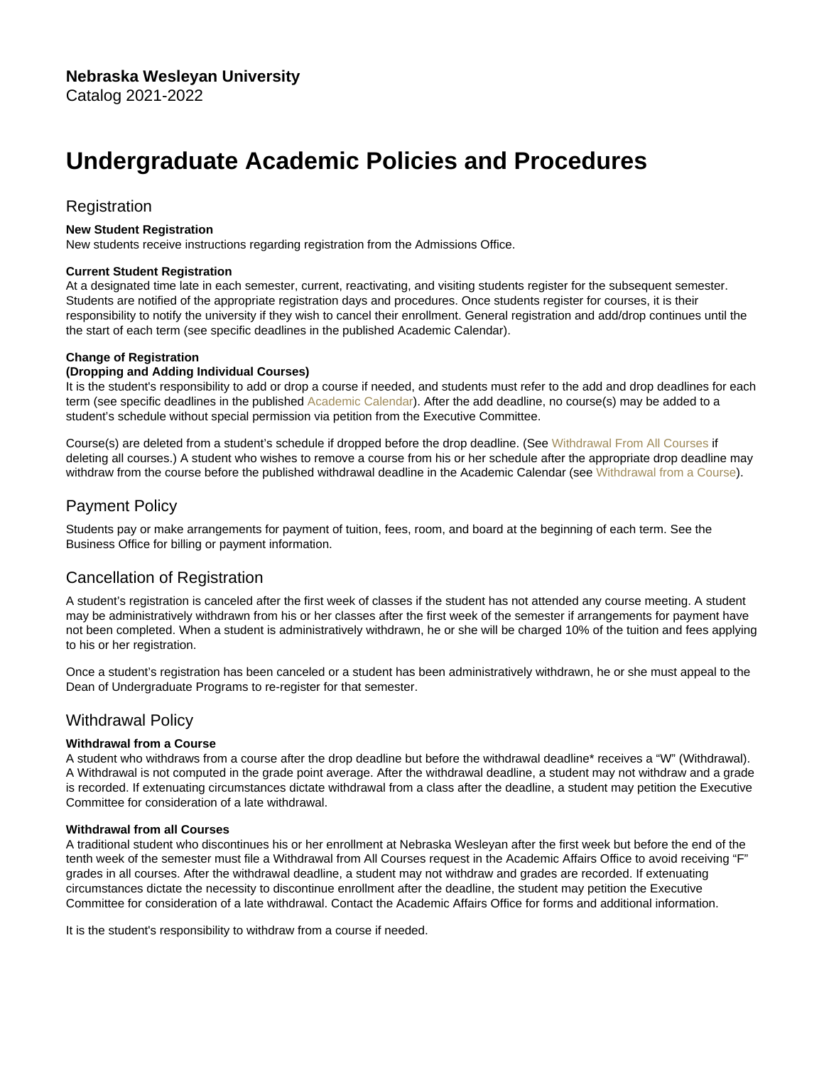**Nebraska Wesleyan University**
Catalog 2021-2022

# Undergraduate Academic Policies and Procedures

## Registration

**New Student Registration**
New students receive instructions regarding registration from the Admissions Office.

**Current Student Registration**
At a designated time late in each semester, current, reactivating, and visiting students register for the subsequent semester. Students are notified of the appropriate registration days and procedures. Once students register for courses, it is their responsibility to notify the university if they wish to cancel their enrollment. General registration and add/drop continues until the the start of each term (see specific deadlines in the published Academic Calendar).

**Change of Registration**
**(Dropping and Adding Individual Courses)**
It is the student's responsibility to add or drop a course if needed, and students must refer to the add and drop deadlines for each term (see specific deadlines in the published Academic Calendar). After the add deadline, no course(s) may be added to a student's schedule without special permission via petition from the Executive Committee.

Course(s) are deleted from a student's schedule if dropped before the drop deadline. (See Withdrawal From All Courses if deleting all courses.) A student who wishes to remove a course from his or her schedule after the appropriate drop deadline may withdraw from the course before the published withdrawal deadline in the Academic Calendar (see Withdrawal from a Course).

## Payment Policy

Students pay or make arrangements for payment of tuition, fees, room, and board at the beginning of each term. See the Business Office for billing or payment information.

## Cancellation of Registration

A student's registration is canceled after the first week of classes if the student has not attended any course meeting. A student may be administratively withdrawn from his or her classes after the first week of the semester if arrangements for payment have not been completed. When a student is administratively withdrawn, he or she will be charged 10% of the tuition and fees applying to his or her registration.

Once a student's registration has been canceled or a student has been administratively withdrawn, he or she must appeal to the Dean of Undergraduate Programs to re-register for that semester.

## Withdrawal Policy

**Withdrawal from a Course**
A student who withdraws from a course after the drop deadline but before the withdrawal deadline* receives a "W" (Withdrawal). A Withdrawal is not computed in the grade point average. After the withdrawal deadline, a student may not withdraw and a grade is recorded. If extenuating circumstances dictate withdrawal from a class after the deadline, a student may petition the Executive Committee for consideration of a late withdrawal.

**Withdrawal from all Courses**
A traditional student who discontinues his or her enrollment at Nebraska Wesleyan after the first week but before the end of the tenth week of the semester must file a Withdrawal from All Courses request in the Academic Affairs Office to avoid receiving "F" grades in all courses. After the withdrawal deadline, a student may not withdraw and grades are recorded. If extenuating circumstances dictate the necessity to discontinue enrollment after the deadline, the student may petition the Executive Committee for consideration of a late withdrawal. Contact the Academic Affairs Office for forms and additional information.

It is the student's responsibility to withdraw from a course if needed.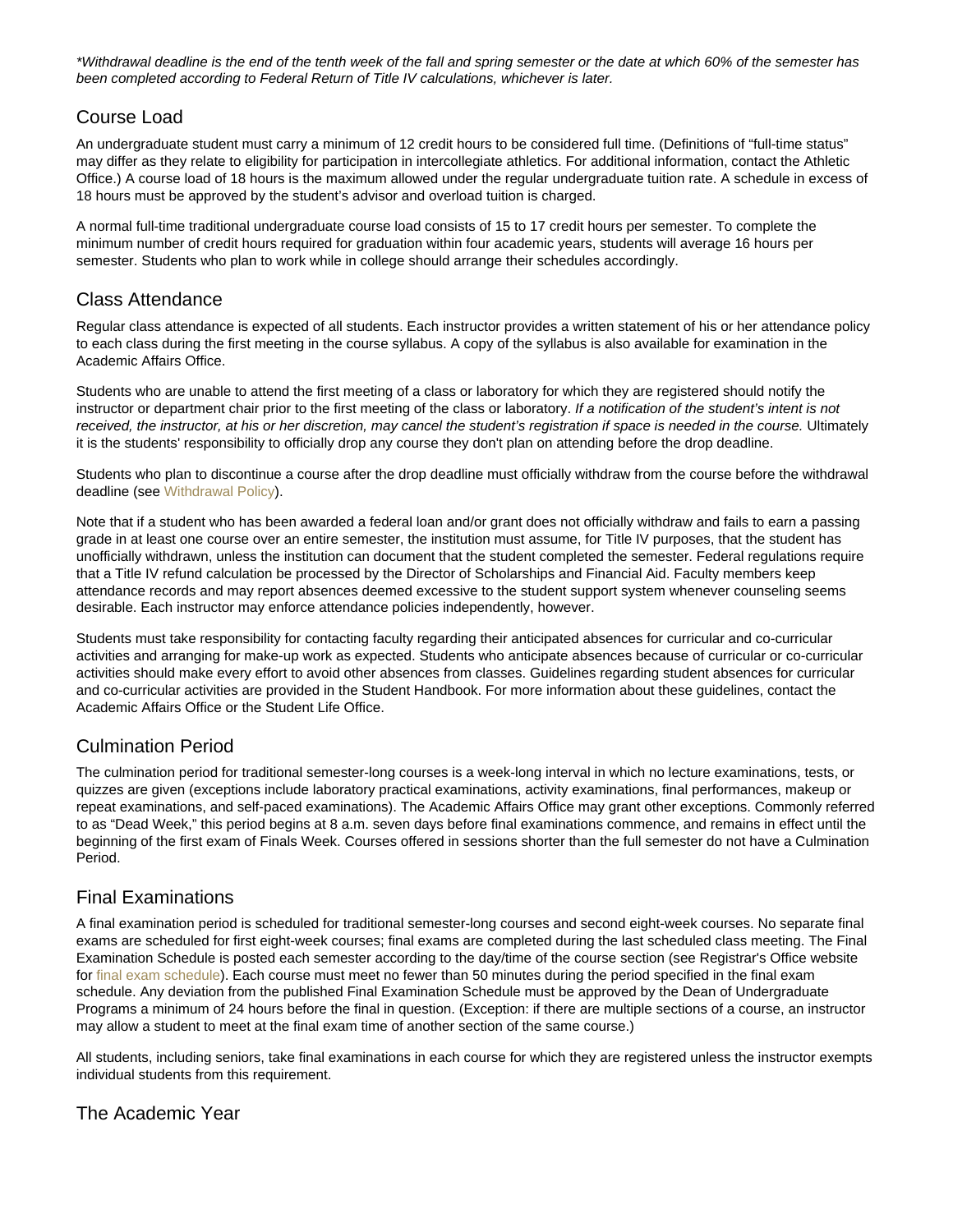*\*Withdrawal deadline is the end of the tenth week of the fall and spring semester or the date at which 60% of the semester has been completed according to Federal Return of Title IV calculations, whichever is later.*

## Course Load

An undergraduate student must carry a minimum of 12 credit hours to be considered full time. (Definitions of "full-time status" may differ as they relate to eligibility for participation in intercollegiate athletics. For additional information, contact the Athletic Office.) A course load of 18 hours is the maximum allowed under the regular undergraduate tuition rate. A schedule in excess of 18 hours must be approved by the student's advisor and overload tuition is charged.

A normal full-time traditional undergraduate course load consists of 15 to 17 credit hours per semester. To complete the minimum number of credit hours required for graduation within four academic years, students will average 16 hours per semester. Students who plan to work while in college should arrange their schedules accordingly.

## Class Attendance

Regular class attendance is expected of all students. Each instructor provides a written statement of his or her attendance policy to each class during the first meeting in the course syllabus. A copy of the syllabus is also available for examination in the Academic Affairs Office.

Students who are unable to attend the first meeting of a class or laboratory for which they are registered should notify the instructor or department chair prior to the first meeting of the class or laboratory. *If a notification of the student's intent is not received, the instructor, at his or her discretion, may cancel the student's registration if space is needed in the course.* Ultimately it is the students' responsibility to officially drop any course they don't plan on attending before the drop deadline.

Students who plan to discontinue a course after the drop deadline must officially withdraw from the course before the withdrawal deadline (see Withdrawal Policy).

Note that if a student who has been awarded a federal loan and/or grant does not officially withdraw and fails to earn a passing grade in at least one course over an entire semester, the institution must assume, for Title IV purposes, that the student has unofficially withdrawn, unless the institution can document that the student completed the semester. Federal regulations require that a Title IV refund calculation be processed by the Director of Scholarships and Financial Aid. Faculty members keep attendance records and may report absences deemed excessive to the student support system whenever counseling seems desirable. Each instructor may enforce attendance policies independently, however.

Students must take responsibility for contacting faculty regarding their anticipated absences for curricular and co-curricular activities and arranging for make-up work as expected. Students who anticipate absences because of curricular or co-curricular activities should make every effort to avoid other absences from classes. Guidelines regarding student absences for curricular and co-curricular activities are provided in the Student Handbook. For more information about these guidelines, contact the Academic Affairs Office or the Student Life Office.

## Culmination Period

The culmination period for traditional semester-long courses is a week-long interval in which no lecture examinations, tests, or quizzes are given (exceptions include laboratory practical examinations, activity examinations, final performances, makeup or repeat examinations, and self-paced examinations). The Academic Affairs Office may grant other exceptions. Commonly referred to as "Dead Week," this period begins at 8 a.m. seven days before final examinations commence, and remains in effect until the beginning of the first exam of Finals Week. Courses offered in sessions shorter than the full semester do not have a Culmination Period.

## Final Examinations

A final examination period is scheduled for traditional semester-long courses and second eight-week courses. No separate final exams are scheduled for first eight-week courses; final exams are completed during the last scheduled class meeting. The Final Examination Schedule is posted each semester according to the day/time of the course section (see Registrar's Office website for final exam schedule). Each course must meet no fewer than 50 minutes during the period specified in the final exam schedule. Any deviation from the published Final Examination Schedule must be approved by the Dean of Undergraduate Programs a minimum of 24 hours before the final in question. (Exception: if there are multiple sections of a course, an instructor may allow a student to meet at the final exam time of another section of the same course.)

All students, including seniors, take final examinations in each course for which they are registered unless the instructor exempts individual students from this requirement.

## The Academic Year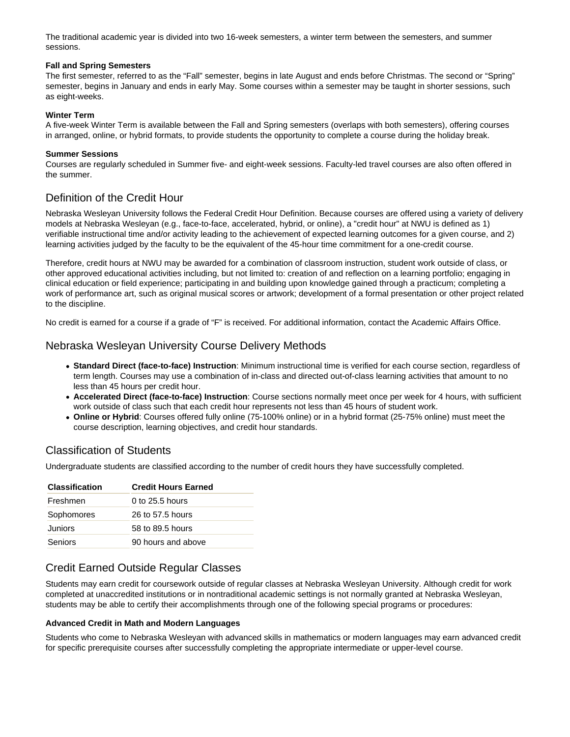The traditional academic year is divided into two 16-week semesters, a winter term between the semesters, and summer sessions.

**Fall and Spring Semesters**

The first semester, referred to as the “Fall” semester, begins in late August and ends before Christmas. The second or “Spring” semester, begins in January and ends in early May. Some courses within a semester may be taught in shorter sessions, such as eight-weeks.

**Winter Term**

A five-week Winter Term is available between the Fall and Spring semesters (overlaps with both semesters), offering courses in arranged, online, or hybrid formats, to provide students the opportunity to complete a course during the holiday break.

**Summer Sessions**

Courses are regularly scheduled in Summer five- and eight-week sessions. Faculty-led travel courses are also often offered in the summer.

## Definition of the Credit Hour

Nebraska Wesleyan University follows the Federal Credit Hour Definition. Because courses are offered using a variety of delivery models at Nebraska Wesleyan (e.g., face-to-face, accelerated, hybrid, or online), a "credit hour" at NWU is defined as 1) verifiable instructional time and/or activity leading to the achievement of expected learning outcomes for a given course, and 2) learning activities judged by the faculty to be the equivalent of the 45-hour time commitment for a one-credit course.

Therefore, credit hours at NWU may be awarded for a combination of classroom instruction, student work outside of class, or other approved educational activities including, but not limited to: creation of and reflection on a learning portfolio; engaging in clinical education or field experience; participating in and building upon knowledge gained through a practicum; completing a work of performance art, such as original musical scores or artwork; development of a formal presentation or other project related to the discipline.

No credit is earned for a course if a grade of “F” is received. For additional information, contact the Academic Affairs Office.

## Nebraska Wesleyan University Course Delivery Methods

- **Standard Direct (face-to-face) Instruction**: Minimum instructional time is verified for each course section, regardless of term length. Courses may use a combination of in-class and directed out-of-class learning activities that amount to no less than 45 hours per credit hour.
- **Accelerated Direct (face-to-face) Instruction**: Course sections normally meet once per week for 4 hours, with sufficient work outside of class such that each credit hour represents not less than 45 hours of student work.
- **Online or Hybrid**: Courses offered fully online (75-100% online) or in a hybrid format (25-75% online) must meet the course description, learning objectives, and credit hour standards.

## Classification of Students

Undergraduate students are classified according to the number of credit hours they have successfully completed.

| Classification | Credit Hours Earned |
|---|---|
| Freshmen | 0 to 25.5 hours |
| Sophomores | 26 to 57.5 hours |
| Juniors | 58 to 89.5 hours |
| Seniors | 90 hours and above |

## Credit Earned Outside Regular Classes

Students may earn credit for coursework outside of regular classes at Nebraska Wesleyan University. Although credit for work completed at unaccredited institutions or in nontraditional academic settings is not normally granted at Nebraska Wesleyan, students may be able to certify their accomplishments through one of the following special programs or procedures:

**Advanced Credit in Math and Modern Languages**

Students who come to Nebraska Wesleyan with advanced skills in mathematics or modern languages may earn advanced credit for specific prerequisite courses after successfully completing the appropriate intermediate or upper-level course.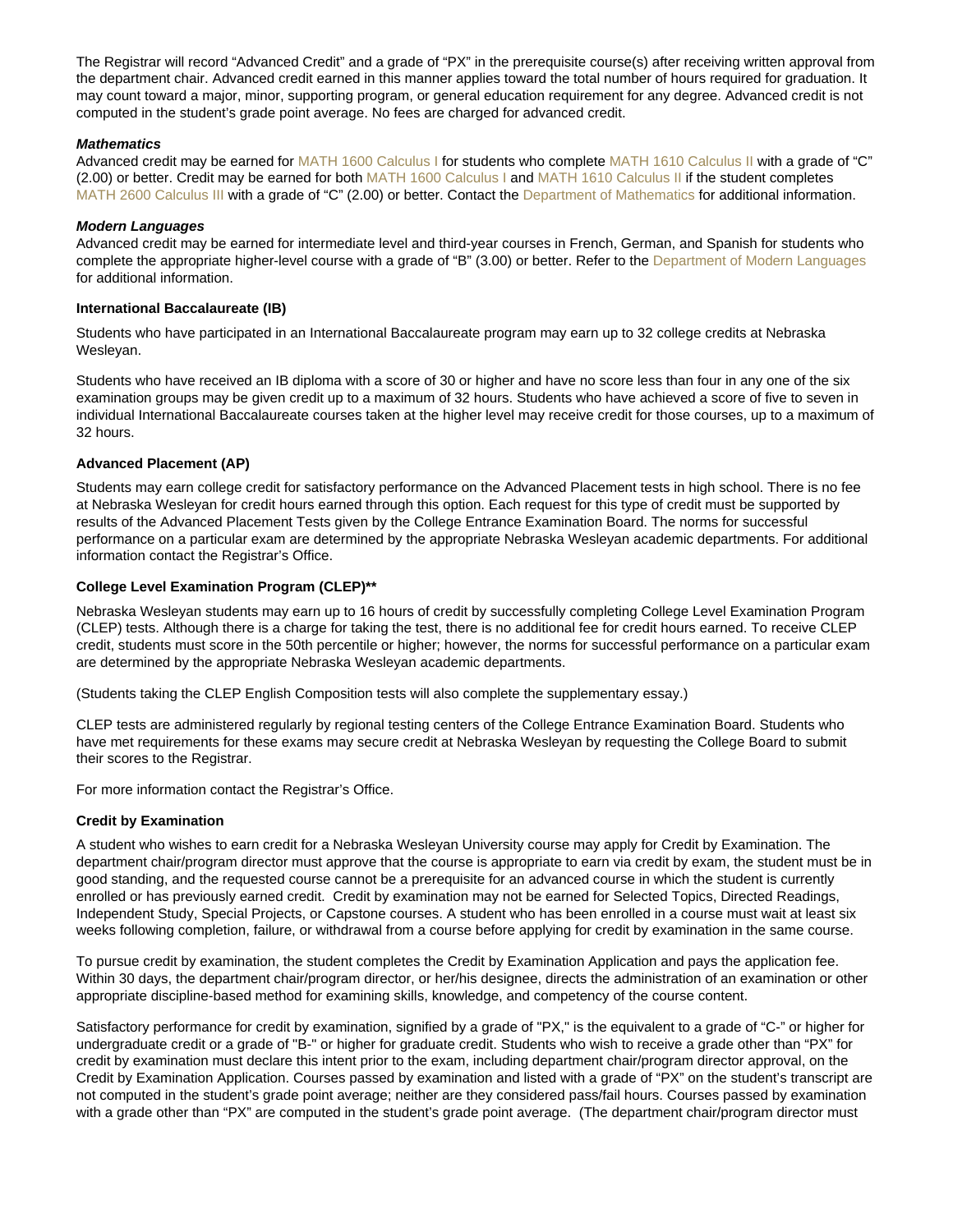The Registrar will record “Advanced Credit” and a grade of “PX” in the prerequisite course(s) after receiving written approval from the department chair. Advanced credit earned in this manner applies toward the total number of hours required for graduation. It may count toward a major, minor, supporting program, or general education requirement for any degree. Advanced credit is not computed in the student’s grade point average. No fees are charged for advanced credit.

***Mathematics***

Advanced credit may be earned for MATH 1600 Calculus I for students who complete MATH 1610 Calculus II with a grade of “C” (2.00) or better. Credit may be earned for both MATH 1600 Calculus I and MATH 1610 Calculus II if the student completes MATH 2600 Calculus III with a grade of “C” (2.00) or better. Contact the Department of Mathematics for additional information.

***Modern Languages***

Advanced credit may be earned for intermediate level and third-year courses in French, German, and Spanish for students who complete the appropriate higher-level course with a grade of “B” (3.00) or better. Refer to the Department of Modern Languages for additional information.

**International Baccalaureate (IB)**

Students who have participated in an International Baccalaureate program may earn up to 32 college credits at Nebraska Wesleyan.

Students who have received an IB diploma with a score of 30 or higher and have no score less than four in any one of the six examination groups may be given credit up to a maximum of 32 hours. Students who have achieved a score of five to seven in individual International Baccalaureate courses taken at the higher level may receive credit for those courses, up to a maximum of 32 hours.

**Advanced Placement (AP)**

Students may earn college credit for satisfactory performance on the Advanced Placement tests in high school. There is no fee at Nebraska Wesleyan for credit hours earned through this option. Each request for this type of credit must be supported by results of the Advanced Placement Tests given by the College Entrance Examination Board. The norms for successful performance on a particular exam are determined by the appropriate Nebraska Wesleyan academic departments. For additional information contact the Registrar’s Office.

**College Level Examination Program (CLEP)****

Nebraska Wesleyan students may earn up to 16 hours of credit by successfully completing College Level Examination Program (CLEP) tests. Although there is a charge for taking the test, there is no additional fee for credit hours earned. To receive CLEP credit, students must score in the 50th percentile or higher; however, the norms for successful performance on a particular exam are determined by the appropriate Nebraska Wesleyan academic departments.

(Students taking the CLEP English Composition tests will also complete the supplementary essay.)

CLEP tests are administered regularly by regional testing centers of the College Entrance Examination Board. Students who have met requirements for these exams may secure credit at Nebraska Wesleyan by requesting the College Board to submit their scores to the Registrar.

For more information contact the Registrar’s Office.

**Credit by Examination**

A student who wishes to earn credit for a Nebraska Wesleyan University course may apply for Credit by Examination. The department chair/program director must approve that the course is appropriate to earn via credit by exam, the student must be in good standing, and the requested course cannot be a prerequisite for an advanced course in which the student is currently enrolled or has previously earned credit. Credit by examination may not be earned for Selected Topics, Directed Readings, Independent Study, Special Projects, or Capstone courses. A student who has been enrolled in a course must wait at least six weeks following completion, failure, or withdrawal from a course before applying for credit by examination in the same course.

To pursue credit by examination, the student completes the Credit by Examination Application and pays the application fee. Within 30 days, the department chair/program director, or her/his designee, directs the administration of an examination or other appropriate discipline-based method for examining skills, knowledge, and competency of the course content.

Satisfactory performance for credit by examination, signified by a grade of "PX," is the equivalent to a grade of "C-" or higher for undergraduate credit or a grade of "B-" or higher for graduate credit. Students who wish to receive a grade other than “PX” for credit by examination must declare this intent prior to the exam, including department chair/program director approval, on the Credit by Examination Application. Courses passed by examination and listed with a grade of “PX” on the student’s transcript are not computed in the student’s grade point average; neither are they considered pass/fail hours. Courses passed by examination with a grade other than “PX” are computed in the student’s grade point average. (The department chair/program director must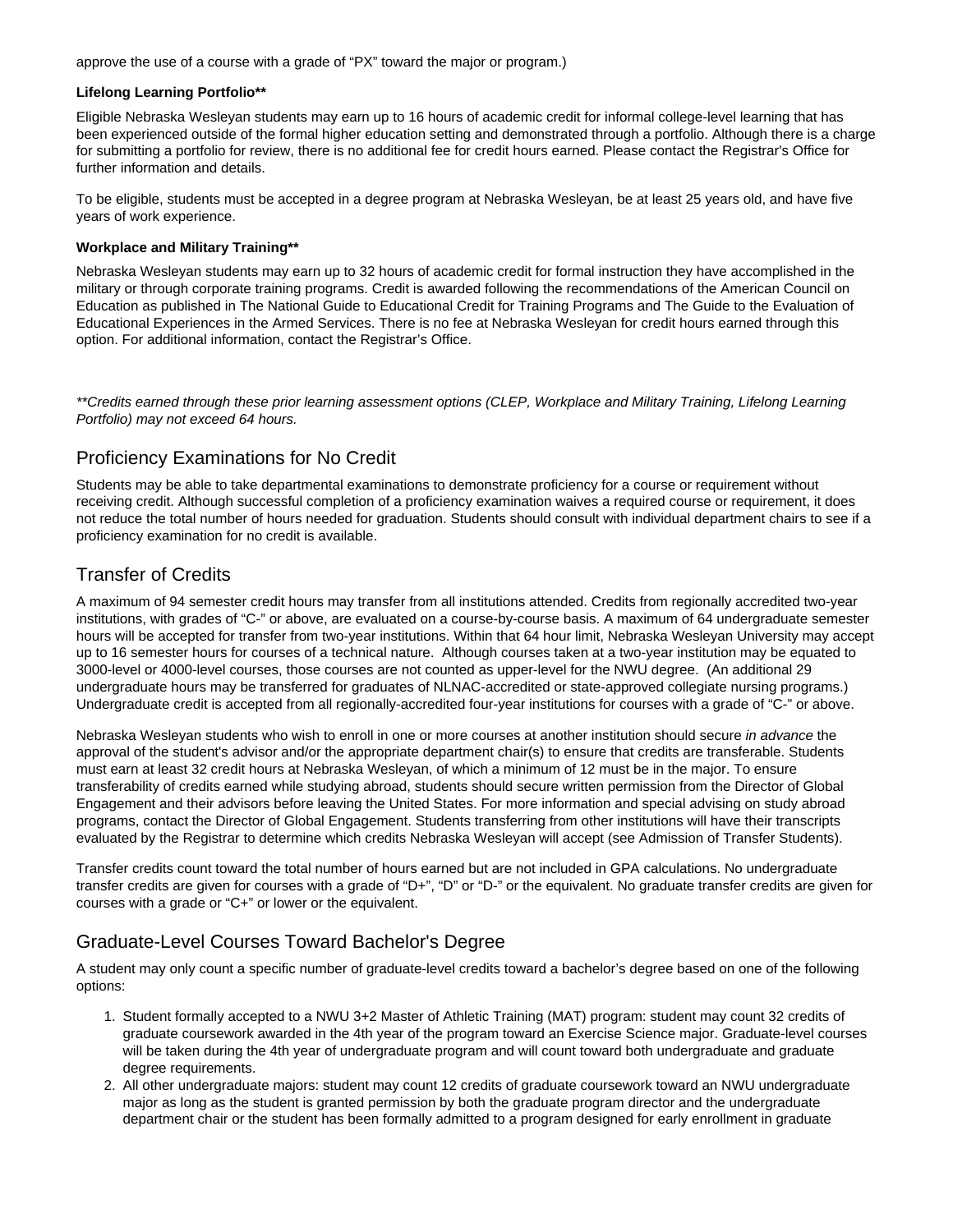approve the use of a course with a grade of "PX" toward the major or program.)

#### Lifelong Learning Portfolio**

Eligible Nebraska Wesleyan students may earn up to 16 hours of academic credit for informal college-level learning that has been experienced outside of the formal higher education setting and demonstrated through a portfolio. Although there is a charge for submitting a portfolio for review, there is no additional fee for credit hours earned. Please contact the Registrar's Office for further information and details.

To be eligible, students must be accepted in a degree program at Nebraska Wesleyan, be at least 25 years old, and have five years of work experience.

#### Workplace and Military Training**

Nebraska Wesleyan students may earn up to 32 hours of academic credit for formal instruction they have accomplished in the military or through corporate training programs. Credit is awarded following the recommendations of the American Council on Education as published in The National Guide to Educational Credit for Training Programs and The Guide to the Evaluation of Educational Experiences in the Armed Services. There is no fee at Nebraska Wesleyan for credit hours earned through this option. For additional information, contact the Registrar's Office.

*\*\*Credits earned through these prior learning assessment options (CLEP, Workplace and Military Training, Lifelong Learning Portfolio) may not exceed 64 hours.*

## Proficiency Examinations for No Credit

Students may be able to take departmental examinations to demonstrate proficiency for a course or requirement without receiving credit. Although successful completion of a proficiency examination waives a required course or requirement, it does not reduce the total number of hours needed for graduation. Students should consult with individual department chairs to see if a proficiency examination for no credit is available.

## Transfer of Credits

A maximum of 94 semester credit hours may transfer from all institutions attended. Credits from regionally accredited two-year institutions, with grades of "C-" or above, are evaluated on a course-by-course basis. A maximum of 64 undergraduate semester hours will be accepted for transfer from two-year institutions. Within that 64 hour limit, Nebraska Wesleyan University may accept up to 16 semester hours for courses of a technical nature. Although courses taken at a two-year institution may be equated to 3000-level or 4000-level courses, those courses are not counted as upper-level for the NWU degree. (An additional 29 undergraduate hours may be transferred for graduates of NLNAC-accredited or state-approved collegiate nursing programs.) Undergraduate credit is accepted from all regionally-accredited four-year institutions for courses with a grade of "C-" or above.

Nebraska Wesleyan students who wish to enroll in one or more courses at another institution should secure *in advance* the approval of the student's advisor and/or the appropriate department chair(s) to ensure that credits are transferable. Students must earn at least 32 credit hours at Nebraska Wesleyan, of which a minimum of 12 must be in the major. To ensure transferability of credits earned while studying abroad, students should secure written permission from the Director of Global Engagement and their advisors before leaving the United States. For more information and special advising on study abroad programs, contact the Director of Global Engagement. Students transferring from other institutions will have their transcripts evaluated by the Registrar to determine which credits Nebraska Wesleyan will accept (see Admission of Transfer Students).

Transfer credits count toward the total number of hours earned but are not included in GPA calculations. No undergraduate transfer credits are given for courses with a grade of "D+", "D" or "D-" or the equivalent. No graduate transfer credits are given for courses with a grade or "C+" or lower or the equivalent.

## Graduate-Level Courses Toward Bachelor's Degree

A student may only count a specific number of graduate-level credits toward a bachelor's degree based on one of the following options:

1. Student formally accepted to a NWU 3+2 Master of Athletic Training (MAT) program: student may count 32 credits of graduate coursework awarded in the 4th year of the program toward an Exercise Science major. Graduate-level courses will be taken during the 4th year of undergraduate program and will count toward both undergraduate and graduate degree requirements.
2. All other undergraduate majors: student may count 12 credits of graduate coursework toward an NWU undergraduate major as long as the student is granted permission by both the graduate program director and the undergraduate department chair or the student has been formally admitted to a program designed for early enrollment in graduate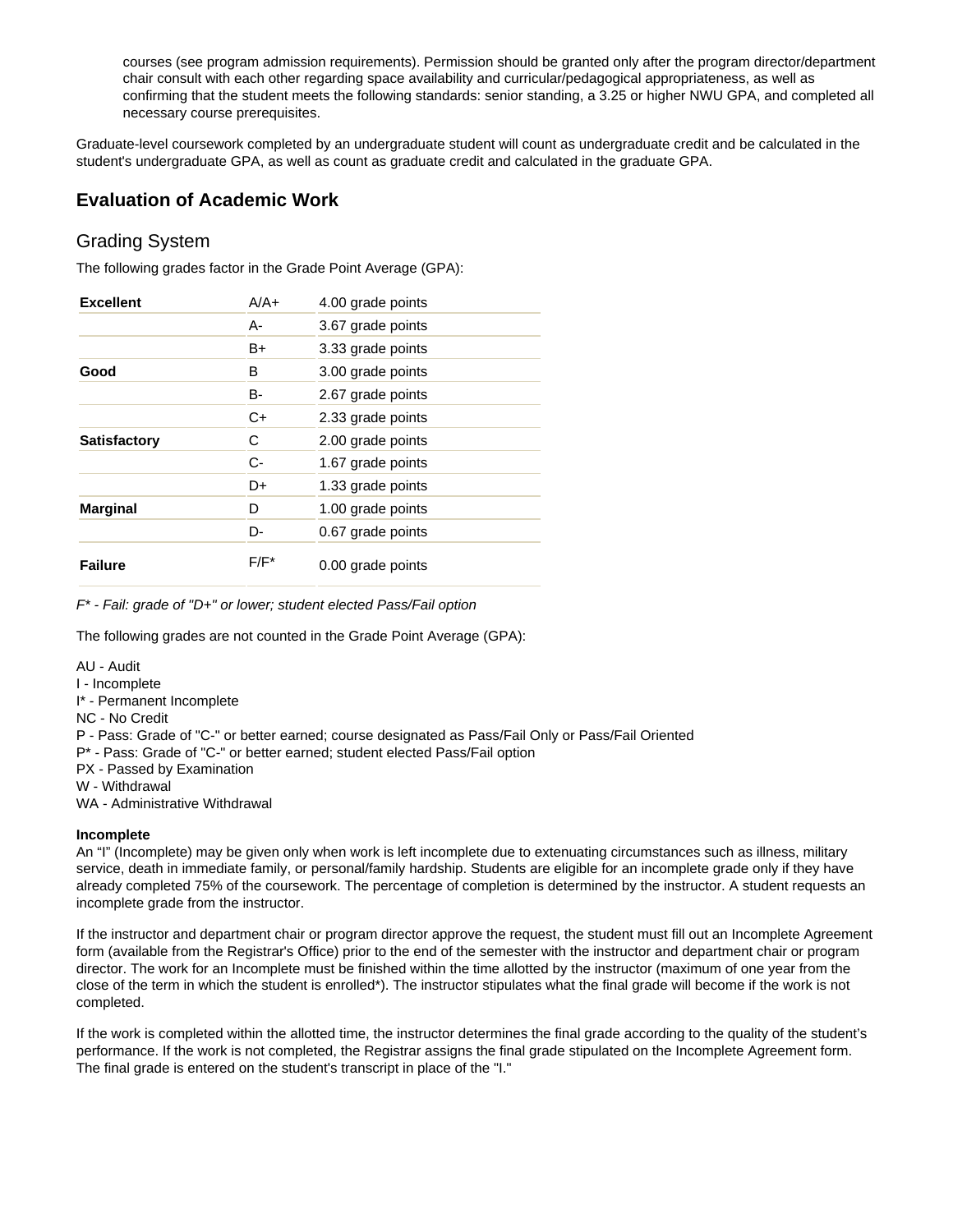courses (see program admission requirements). Permission should be granted only after the program director/department chair consult with each other regarding space availability and curricular/pedagogical appropriateness, as well as confirming that the student meets the following standards: senior standing, a 3.25 or higher NWU GPA, and completed all necessary course prerequisites.

Graduate-level coursework completed by an undergraduate student will count as undergraduate credit and be calculated in the student's undergraduate GPA, as well as count as graduate credit and calculated in the graduate GPA.

## Evaluation of Academic Work

### Grading System

The following grades factor in the Grade Point Average (GPA):

| | | |
|---|---|---|
| **Excellent** | A/A+ | 4.00 grade points |
| | A- | 3.67 grade points |
| | B+ | 3.33 grade points |
| **Good** | B | 3.00 grade points |
| | B- | 2.67 grade points |
| | C+ | 2.33 grade points |
| **Satisfactory** | C | 2.00 grade points |
| | C- | 1.67 grade points |
| | D+ | 1.33 grade points |
| **Marginal** | D | 1.00 grade points |
| | D- | 0.67 grade points |
| **Failure** | F/F* | 0.00 grade points |

*F* - Fail: grade of "D+" or lower; student elected Pass/Fail option*

The following grades are not counted in the Grade Point Average (GPA):

AU - Audit
I - Incomplete
I* - Permanent Incomplete
NC - No Credit
P - Pass: Grade of "C-" or better earned; course designated as Pass/Fail Only or Pass/Fail Oriented
P* - Pass: Grade of "C-" or better earned; student elected Pass/Fail option
PX - Passed by Examination
W - Withdrawal
WA - Administrative Withdrawal

**Incomplete**
An "I" (Incomplete) may be given only when work is left incomplete due to extenuating circumstances such as illness, military service, death in immediate family, or personal/family hardship. Students are eligible for an incomplete grade only if they have already completed 75% of the coursework. The percentage of completion is determined by the instructor. A student requests an incomplete grade from the instructor.

If the instructor and department chair or program director approve the request, the student must fill out an Incomplete Agreement form (available from the Registrar's Office) prior to the end of the semester with the instructor and department chair or program director. The work for an Incomplete must be finished within the time allotted by the instructor (maximum of one year from the close of the term in which the student is enrolled*). The instructor stipulates what the final grade will become if the work is not completed.

If the work is completed within the allotted time, the instructor determines the final grade according to the quality of the student's performance. If the work is not completed, the Registrar assigns the final grade stipulated on the Incomplete Agreement form. The final grade is entered on the student's transcript in place of the "I."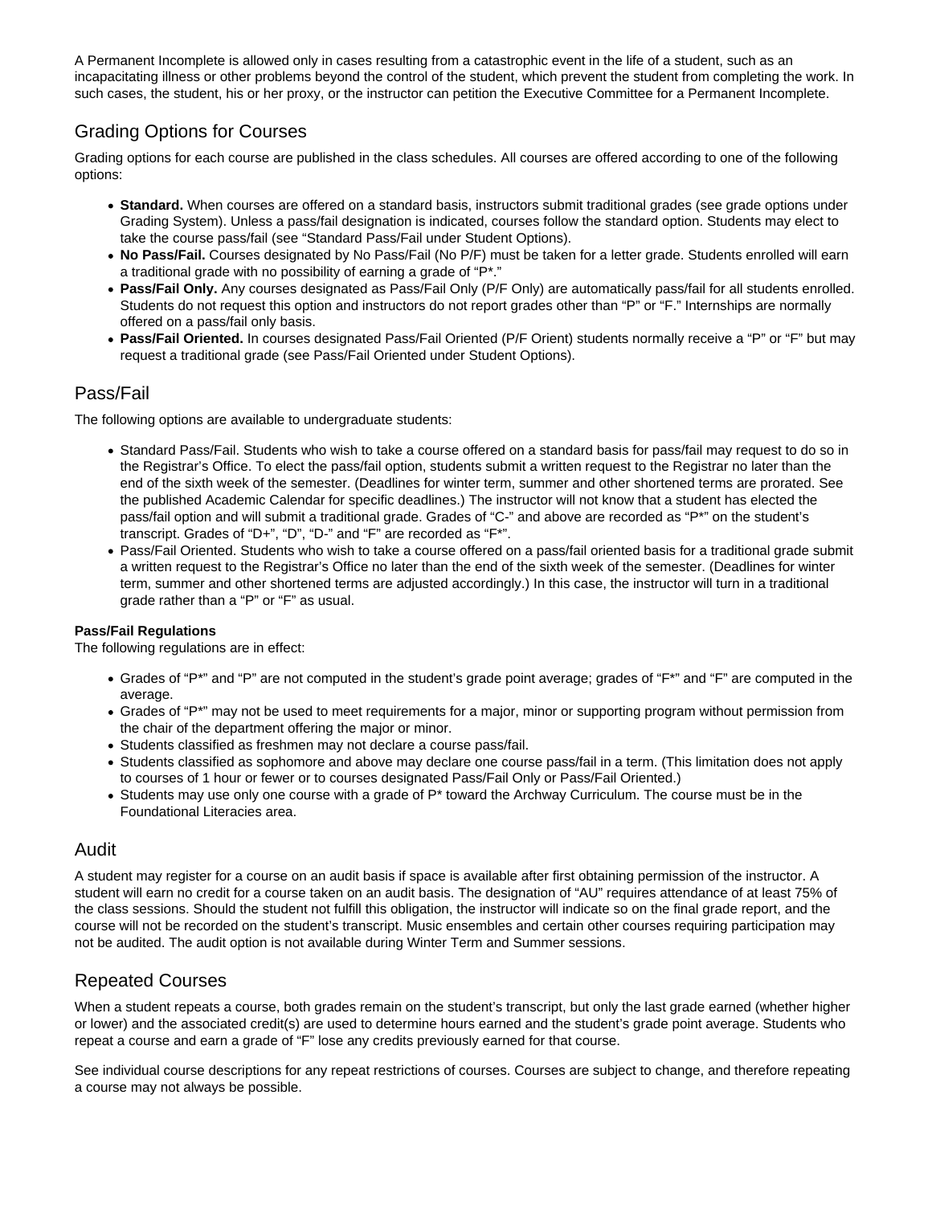A Permanent Incomplete is allowed only in cases resulting from a catastrophic event in the life of a student, such as an incapacitating illness or other problems beyond the control of the student, which prevent the student from completing the work. In such cases, the student, his or her proxy, or the instructor can petition the Executive Committee for a Permanent Incomplete.

## Grading Options for Courses

Grading options for each course are published in the class schedules. All courses are offered according to one of the following options:

- **Standard.** When courses are offered on a standard basis, instructors submit traditional grades (see grade options under Grading System). Unless a pass/fail designation is indicated, courses follow the standard option. Students may elect to take the course pass/fail (see "Standard Pass/Fail under Student Options).
- **No Pass/Fail.** Courses designated by No Pass/Fail (No P/F) must be taken for a letter grade. Students enrolled will earn a traditional grade with no possibility of earning a grade of "P*."
- **Pass/Fail Only.** Any courses designated as Pass/Fail Only (P/F Only) are automatically pass/fail for all students enrolled. Students do not request this option and instructors do not report grades other than "P" or "F." Internships are normally offered on a pass/fail only basis.
- **Pass/Fail Oriented.** In courses designated Pass/Fail Oriented (P/F Orient) students normally receive a "P" or "F" but may request a traditional grade (see Pass/Fail Oriented under Student Options).

## Pass/Fail

The following options are available to undergraduate students:

- Standard Pass/Fail. Students who wish to take a course offered on a standard basis for pass/fail may request to do so in the Registrar's Office. To elect the pass/fail option, students submit a written request to the Registrar no later than the end of the sixth week of the semester. (Deadlines for winter term, summer and other shortened terms are prorated. See the published Academic Calendar for specific deadlines.) The instructor will not know that a student has elected the pass/fail option and will submit a traditional grade. Grades of "C-" and above are recorded as "P*" on the student's transcript. Grades of "D+", "D", "D-" and "F" are recorded as "F*".
- Pass/Fail Oriented. Students who wish to take a course offered on a pass/fail oriented basis for a traditional grade submit a written request to the Registrar's Office no later than the end of the sixth week of the semester. (Deadlines for winter term, summer and other shortened terms are adjusted accordingly.) In this case, the instructor will turn in a traditional grade rather than a "P" or "F" as usual.

**Pass/Fail Regulations**
The following regulations are in effect:

- Grades of "P*" and "P" are not computed in the student's grade point average; grades of "F*" and "F" are computed in the average.
- Grades of "P*" may not be used to meet requirements for a major, minor or supporting program without permission from the chair of the department offering the major or minor.
- Students classified as freshmen may not declare a course pass/fail.
- Students classified as sophomore and above may declare one course pass/fail in a term. (This limitation does not apply to courses of 1 hour or fewer or to courses designated Pass/Fail Only or Pass/Fail Oriented.)
- Students may use only one course with a grade of P* toward the Archway Curriculum. The course must be in the Foundational Literacies area.

## Audit

A student may register for a course on an audit basis if space is available after first obtaining permission of the instructor. A student will earn no credit for a course taken on an audit basis. The designation of "AU" requires attendance of at least 75% of the class sessions. Should the student not fulfill this obligation, the instructor will indicate so on the final grade report, and the course will not be recorded on the student's transcript. Music ensembles and certain other courses requiring participation may not be audited. The audit option is not available during Winter Term and Summer sessions.

## Repeated Courses

When a student repeats a course, both grades remain on the student's transcript, but only the last grade earned (whether higher or lower) and the associated credit(s) are used to determine hours earned and the student's grade point average. Students who repeat a course and earn a grade of "F" lose any credits previously earned for that course.

See individual course descriptions for any repeat restrictions of courses. Courses are subject to change, and therefore repeating a course may not always be possible.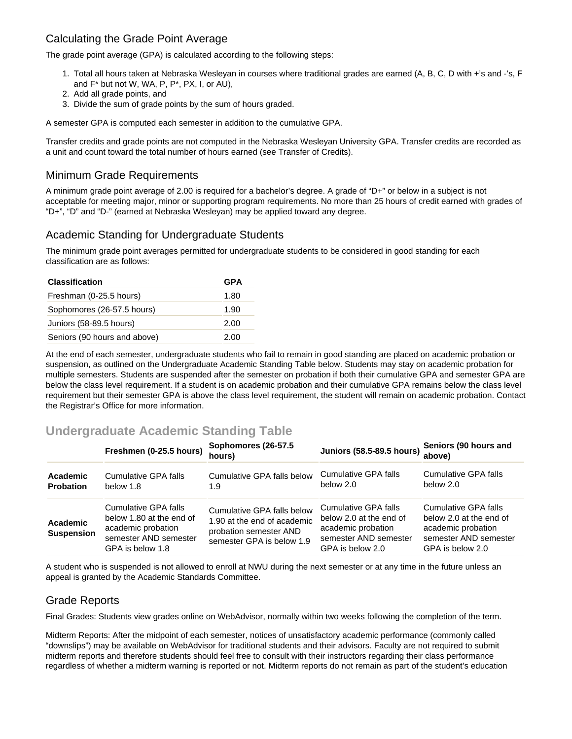## Calculating the Grade Point Average

The grade point average (GPA) is calculated according to the following steps:

1. Total all hours taken at Nebraska Wesleyan in courses where traditional grades are earned (A, B, C, D with +'s and -'s, F and F* but not W, WA, P, P*, PX, I, or AU),
2. Add all grade points, and
3. Divide the sum of grade points by the sum of hours graded.

A semester GPA is computed each semester in addition to the cumulative GPA.

Transfer credits and grade points are not computed in the Nebraska Wesleyan University GPA. Transfer credits are recorded as a unit and count toward the total number of hours earned (see Transfer of Credits).

## Minimum Grade Requirements

A minimum grade point average of 2.00 is required for a bachelor's degree. A grade of "D+" or below in a subject is not acceptable for meeting major, minor or supporting program requirements. No more than 25 hours of credit earned with grades of "D+", "D" and "D-" (earned at Nebraska Wesleyan) may be applied toward any degree.

## Academic Standing for Undergraduate Students

The minimum grade point averages permitted for undergraduate students to be considered in good standing for each classification are as follows:

| Classification | GPA |
|---|---|
| Freshman (0-25.5 hours) | 1.80 |
| Sophomores (26-57.5 hours) | 1.90 |
| Juniors (58-89.5 hours) | 2.00 |
| Seniors (90 hours and above) | 2.00 |

At the end of each semester, undergraduate students who fail to remain in good standing are placed on academic probation or suspension, as outlined on the Undergraduate Academic Standing Table below. Students may stay on academic probation for multiple semesters. Students are suspended after the semester on probation if both their cumulative GPA and semester GPA are below the class level requirement. If a student is on academic probation and their cumulative GPA remains below the class level requirement but their semester GPA is above the class level requirement, the student will remain on academic probation. Contact the Registrar's Office for more information.

## Undergraduate Academic Standing Table

| | Freshmen (0-25.5 hours) | Sophomores (26-57.5 hours) | Juniors (58.5-89.5 hours) | Seniors (90 hours and above) |
|---|---|---|---|---|
| **Academic Probation** | Cumulative GPA falls below 1.8 | Cumulative GPA falls below 1.9 | Cumulative GPA falls below 2.0 | Cumulative GPA falls below 2.0 |
| **Academic Suspension** | Cumulative GPA falls below 1.80 at the end of academic probation semester AND semester GPA is below 1.8 | Cumulative GPA falls below 1.90 at the end of academic probation semester AND semester GPA is below 1.9 | Cumulative GPA falls below 2.0 at the end of academic probation semester AND semester GPA is below 2.0 | Cumulative GPA falls below 2.0 at the end of academic probation semester AND semester GPA is below 2.0 |

A student who is suspended is not allowed to enroll at NWU during the next semester or at any time in the future unless an appeal is granted by the Academic Standards Committee.

## Grade Reports

Final Grades: Students view grades online on WebAdvisor, normally within two weeks following the completion of the term.

Midterm Reports: After the midpoint of each semester, notices of unsatisfactory academic performance (commonly called "downslips") may be available on WebAdvisor for traditional students and their advisors. Faculty are not required to submit midterm reports and therefore students should feel free to consult with their instructors regarding their class performance regardless of whether a midterm warning is reported or not. Midterm reports do not remain as part of the student's education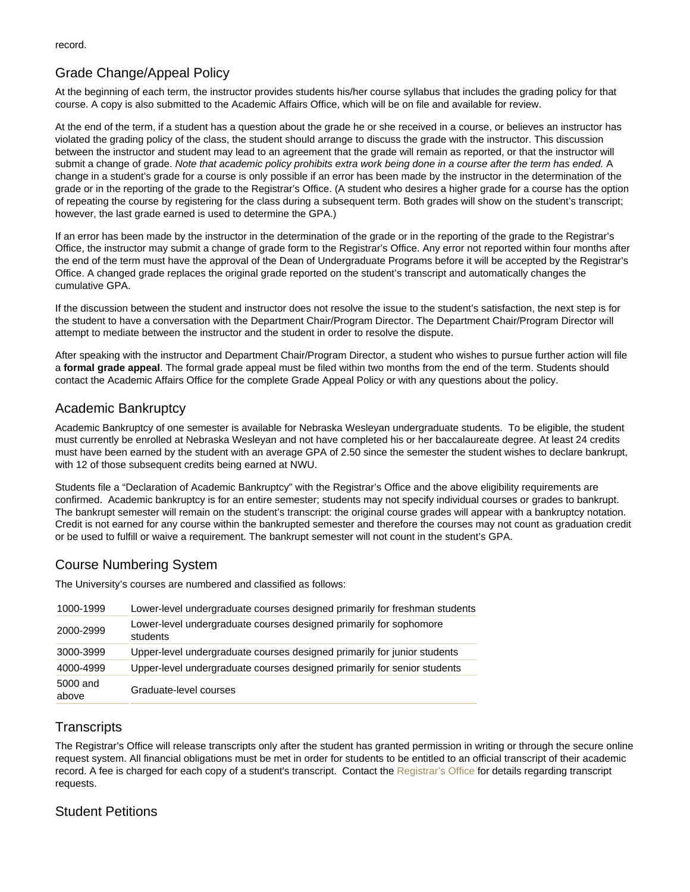record.

## Grade Change/Appeal Policy

At the beginning of each term, the instructor provides students his/her course syllabus that includes the grading policy for that course. A copy is also submitted to the Academic Affairs Office, which will be on file and available for review.

At the end of the term, if a student has a question about the grade he or she received in a course, or believes an instructor has violated the grading policy of the class, the student should arrange to discuss the grade with the instructor. This discussion between the instructor and student may lead to an agreement that the grade will remain as reported, or that the instructor will submit a change of grade. *Note that academic policy prohibits extra work being done in a course after the term has ended.* A change in a student's grade for a course is only possible if an error has been made by the instructor in the determination of the grade or in the reporting of the grade to the Registrar's Office. (A student who desires a higher grade for a course has the option of repeating the course by registering for the class during a subsequent term. Both grades will show on the student's transcript; however, the last grade earned is used to determine the GPA.)

If an error has been made by the instructor in the determination of the grade or in the reporting of the grade to the Registrar's Office, the instructor may submit a change of grade form to the Registrar's Office. Any error not reported within four months after the end of the term must have the approval of the Dean of Undergraduate Programs before it will be accepted by the Registrar's Office. A changed grade replaces the original grade reported on the student's transcript and automatically changes the cumulative GPA.

If the discussion between the student and instructor does not resolve the issue to the student's satisfaction, the next step is for the student to have a conversation with the Department Chair/Program Director. The Department Chair/Program Director will attempt to mediate between the instructor and the student in order to resolve the dispute.

After speaking with the instructor and Department Chair/Program Director, a student who wishes to pursue further action will file a **formal grade appeal**. The formal grade appeal must be filed within two months from the end of the term. Students should contact the Academic Affairs Office for the complete Grade Appeal Policy or with any questions about the policy.

## Academic Bankruptcy

Academic Bankruptcy of one semester is available for Nebraska Wesleyan undergraduate students. To be eligible, the student must currently be enrolled at Nebraska Wesleyan and not have completed his or her baccalaureate degree. At least 24 credits must have been earned by the student with an average GPA of 2.50 since the semester the student wishes to declare bankrupt, with 12 of those subsequent credits being earned at NWU.

Students file a "Declaration of Academic Bankruptcy" with the Registrar's Office and the above eligibility requirements are confirmed. Academic bankruptcy is for an entire semester; students may not specify individual courses or grades to bankrupt. The bankrupt semester will remain on the student's transcript: the original course grades will appear with a bankruptcy notation. Credit is not earned for any course within the bankrupted semester and therefore the courses may not count as graduation credit or be used to fulfill or waive a requirement. The bankrupt semester will not count in the student's GPA.

## Course Numbering System

The University's courses are numbered and classified as follows:

| | |
|---|---|
| 1000-1999 | Lower-level undergraduate courses designed primarily for freshman students |
| 2000-2999 | Lower-level undergraduate courses designed primarily for sophomore students |
| 3000-3999 | Upper-level undergraduate courses designed primarily for junior students |
| 4000-4999 | Upper-level undergraduate courses designed primarily for senior students |
| 5000 and above | Graduate-level courses |

## Transcripts

The Registrar's Office will release transcripts only after the student has granted permission in writing or through the secure online request system. All financial obligations must be met in order for students to be entitled to an official transcript of their academic record. A fee is charged for each copy of a student's transcript. Contact the Registrar's Office for details regarding transcript requests.

## Student Petitions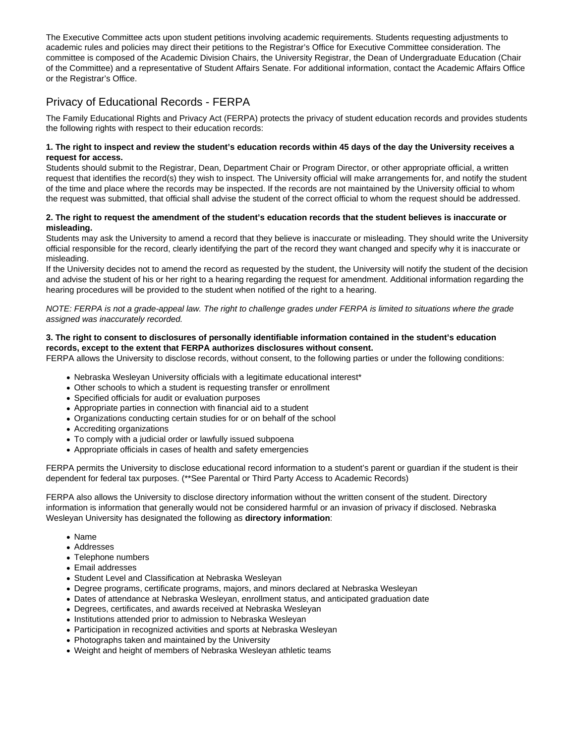The Executive Committee acts upon student petitions involving academic requirements. Students requesting adjustments to academic rules and policies may direct their petitions to the Registrar's Office for Executive Committee consideration. The committee is composed of the Academic Division Chairs, the University Registrar, the Dean of Undergraduate Education (Chair of the Committee) and a representative of Student Affairs Senate. For additional information, contact the Academic Affairs Office or the Registrar's Office.

## Privacy of Educational Records - FERPA

The Family Educational Rights and Privacy Act (FERPA) protects the privacy of student education records and provides students the following rights with respect to their education records:

**1. The right to inspect and review the student's education records within 45 days of the day the University receives a request for access.**
Students should submit to the Registrar, Dean, Department Chair or Program Director, or other appropriate official, a written request that identifies the record(s) they wish to inspect. The University official will make arrangements for, and notify the student of the time and place where the records may be inspected. If the records are not maintained by the University official to whom the request was submitted, that official shall advise the student of the correct official to whom the request should be addressed.

**2. The right to request the amendment of the student's education records that the student believes is inaccurate or misleading.**
Students may ask the University to amend a record that they believe is inaccurate or misleading. They should write the University official responsible for the record, clearly identifying the part of the record they want changed and specify why it is inaccurate or misleading.
If the University decides not to amend the record as requested by the student, the University will notify the student of the decision and advise the student of his or her right to a hearing regarding the request for amendment. Additional information regarding the hearing procedures will be provided to the student when notified of the right to a hearing.

*NOTE: FERPA is not a grade-appeal law. The right to challenge grades under FERPA is limited to situations where the grade assigned was inaccurately recorded.*

**3. The right to consent to disclosures of personally identifiable information contained in the student's education records, except to the extent that FERPA authorizes disclosures without consent.**
FERPA allows the University to disclose records, without consent, to the following parties or under the following conditions:

- Nebraska Wesleyan University officials with a legitimate educational interest*
- Other schools to which a student is requesting transfer or enrollment
- Specified officials for audit or evaluation purposes
- Appropriate parties in connection with financial aid to a student
- Organizations conducting certain studies for or on behalf of the school
- Accrediting organizations
- To comply with a judicial order or lawfully issued subpoena
- Appropriate officials in cases of health and safety emergencies

FERPA permits the University to disclose educational record information to a student's parent or guardian if the student is their dependent for federal tax purposes. (**See Parental or Third Party Access to Academic Records)

FERPA also allows the University to disclose directory information without the written consent of the student. Directory information is information that generally would not be considered harmful or an invasion of privacy if disclosed. Nebraska Wesleyan University has designated the following as **directory information**:

- Name
- Addresses
- Telephone numbers
- Email addresses
- Student Level and Classification at Nebraska Wesleyan
- Degree programs, certificate programs, majors, and minors declared at Nebraska Wesleyan
- Dates of attendance at Nebraska Wesleyan, enrollment status, and anticipated graduation date
- Degrees, certificates, and awards received at Nebraska Wesleyan
- Institutions attended prior to admission to Nebraska Wesleyan
- Participation in recognized activities and sports at Nebraska Wesleyan
- Photographs taken and maintained by the University
- Weight and height of members of Nebraska Wesleyan athletic teams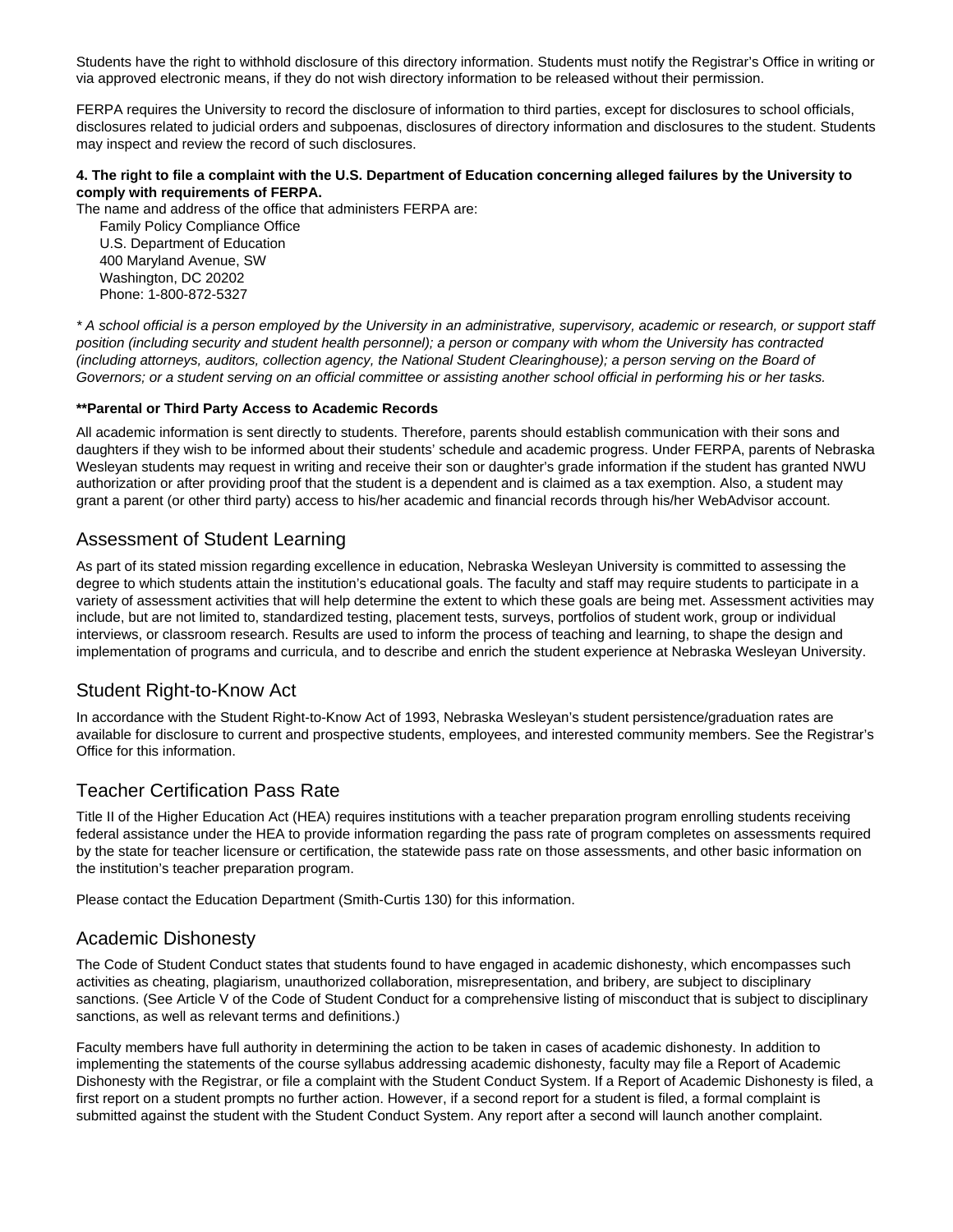Students have the right to withhold disclosure of this directory information. Students must notify the Registrar's Office in writing or via approved electronic means, if they do not wish directory information to be released without their permission.

FERPA requires the University to record the disclosure of information to third parties, except for disclosures to school officials, disclosures related to judicial orders and subpoenas, disclosures of directory information and disclosures to the student. Students may inspect and review the record of such disclosures.

**4. The right to file a complaint with the U.S. Department of Education concerning alleged failures by the University to comply with requirements of FERPA.**

The name and address of the office that administers FERPA are:

Family Policy Compliance Office
U.S. Department of Education
400 Maryland Avenue, SW
Washington, DC 20202
Phone: 1-800-872-5327

*\* A school official is a person employed by the University in an administrative, supervisory, academic or research, or support staff position (including security and student health personnel); a person or company with whom the University has contracted (including attorneys, auditors, collection agency, the National Student Clearinghouse); a person serving on the Board of Governors; or a student serving on an official committee or assisting another school official in performing his or her tasks.*

**\*\*Parental or Third Party Access to Academic Records**

All academic information is sent directly to students. Therefore, parents should establish communication with their sons and daughters if they wish to be informed about their students' schedule and academic progress. Under FERPA, parents of Nebraska Wesleyan students may request in writing and receive their son or daughter's grade information if the student has granted NWU authorization or after providing proof that the student is a dependent and is claimed as a tax exemption. Also, a student may grant a parent (or other third party) access to his/her academic and financial records through his/her WebAdvisor account.

## Assessment of Student Learning

As part of its stated mission regarding excellence in education, Nebraska Wesleyan University is committed to assessing the degree to which students attain the institution's educational goals. The faculty and staff may require students to participate in a variety of assessment activities that will help determine the extent to which these goals are being met. Assessment activities may include, but are not limited to, standardized testing, placement tests, surveys, portfolios of student work, group or individual interviews, or classroom research. Results are used to inform the process of teaching and learning, to shape the design and implementation of programs and curricula, and to describe and enrich the student experience at Nebraska Wesleyan University.

## Student Right-to-Know Act

In accordance with the Student Right-to-Know Act of 1993, Nebraska Wesleyan's student persistence/graduation rates are available for disclosure to current and prospective students, employees, and interested community members. See the Registrar's Office for this information.

## Teacher Certification Pass Rate

Title II of the Higher Education Act (HEA) requires institutions with a teacher preparation program enrolling students receiving federal assistance under the HEA to provide information regarding the pass rate of program completes on assessments required by the state for teacher licensure or certification, the statewide pass rate on those assessments, and other basic information on the institution's teacher preparation program.

Please contact the Education Department (Smith-Curtis 130) for this information.

## Academic Dishonesty

The Code of Student Conduct states that students found to have engaged in academic dishonesty, which encompasses such activities as cheating, plagiarism, unauthorized collaboration, misrepresentation, and bribery, are subject to disciplinary sanctions. (See Article V of the Code of Student Conduct for a comprehensive listing of misconduct that is subject to disciplinary sanctions, as well as relevant terms and definitions.)

Faculty members have full authority in determining the action to be taken in cases of academic dishonesty. In addition to implementing the statements of the course syllabus addressing academic dishonesty, faculty may file a Report of Academic Dishonesty with the Registrar, or file a complaint with the Student Conduct System. If a Report of Academic Dishonesty is filed, a first report on a student prompts no further action. However, if a second report for a student is filed, a formal complaint is submitted against the student with the Student Conduct System. Any report after a second will launch another complaint.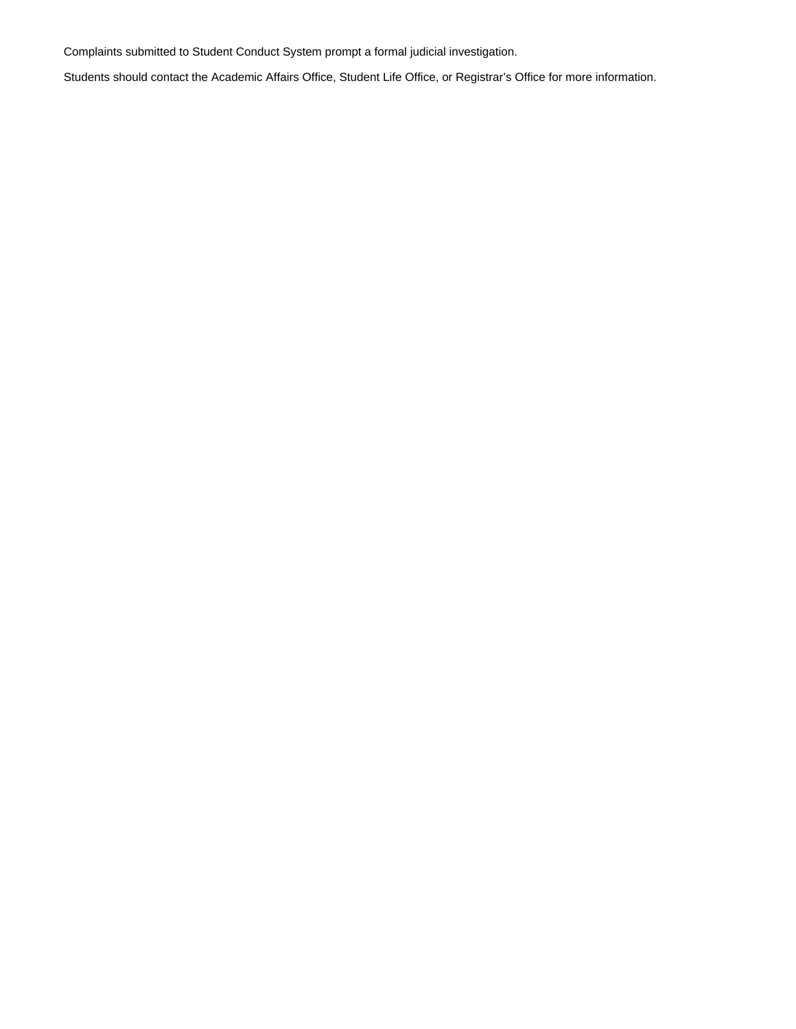Complaints submitted to Student Conduct System prompt a formal judicial investigation.

Students should contact the Academic Affairs Office, Student Life Office, or Registrar's Office for more information.